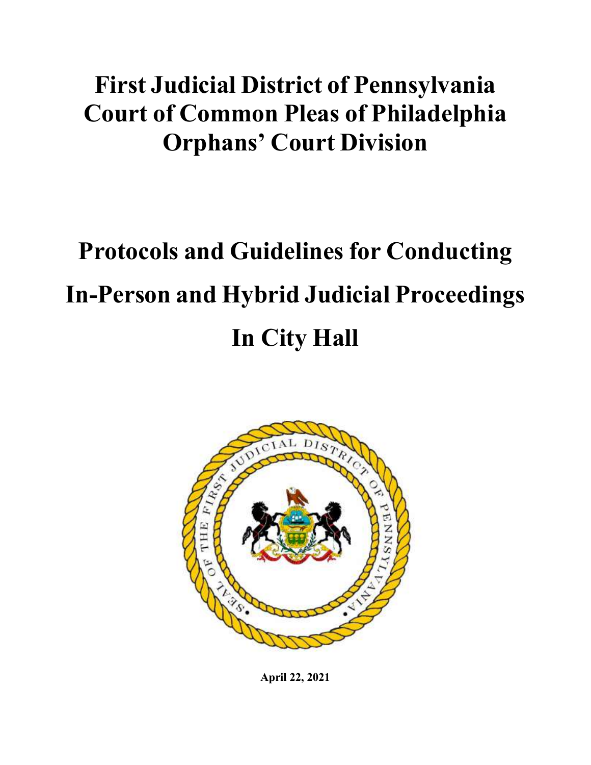# First Judicial District of Pennsylvania Court of Common Pleas of Philadelphia Orphans' Court Division

# Protocols and Guidelines for Conducting In-Person and Hybrid Judicial Proceedings In City Hall

**April 22, 2021**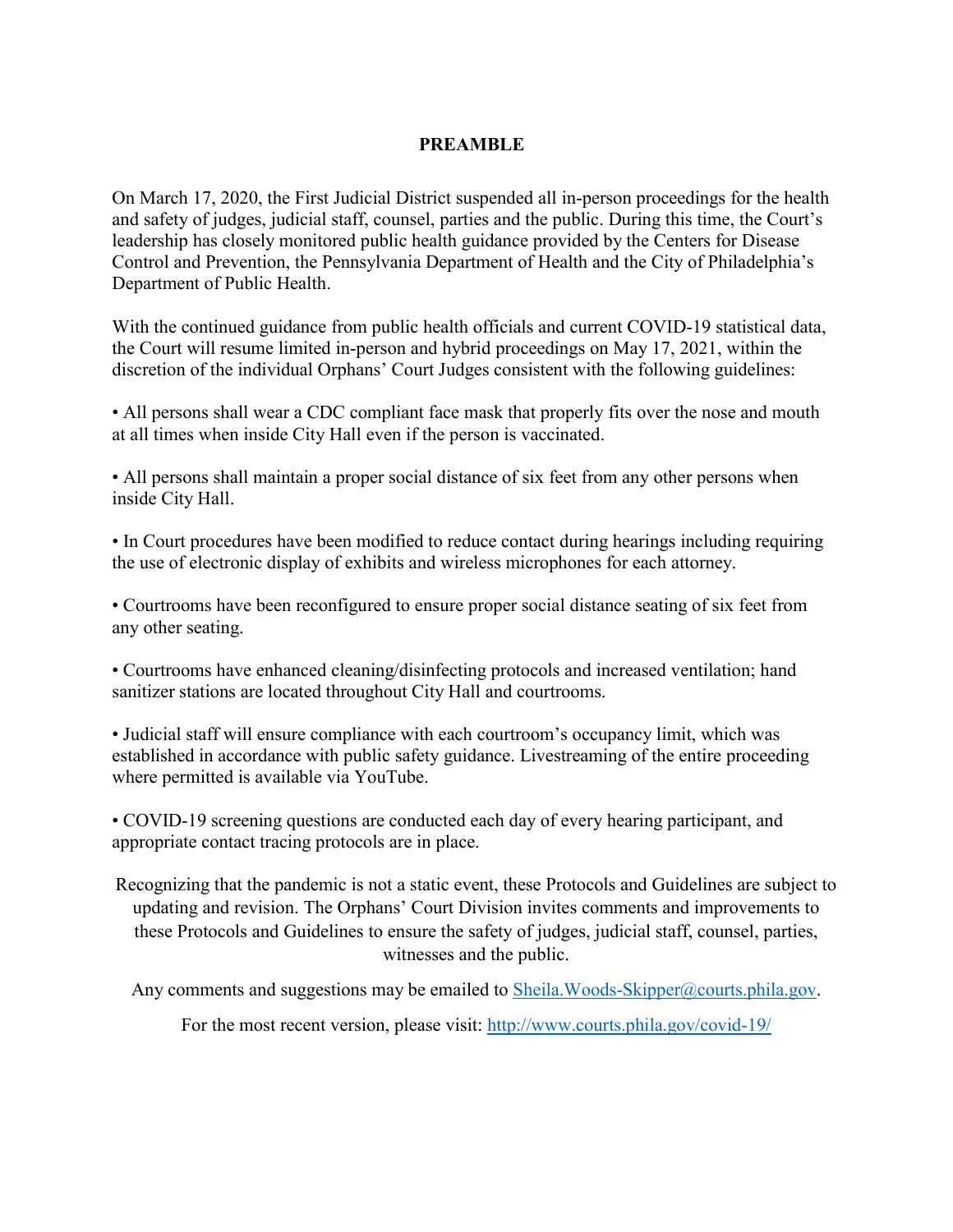## PREAMBLE

On March 17, 2020, the First Judicial District suspended all in-person proceedings for the health and safety of judges, judicial staff, counsel, parties and the public. During this time, the Court's leadership has closely monitored public health guidance provided by the Centers for Disease Control and Prevention, the Pennsylvania Department of Health and the City of Philadelphia's Department of Public Health.

With the continued guidance from public health officials and current COVID-19 statistical data, the Court will resume limited in-person and hybrid proceedings on May 17, 2021, within the discretion of the individual Orphans' Court Judges consistent with the following guidelines:

- All persons shall wear a CDC compliant face mask that properly fits over the nose and mouth at all times when inside City Hall even if the person is vaccinated.

- All persons shall maintain a proper social distance of six feet from any other persons when inside City Hall.

- In Court procedures have been modified to reduce contact during hearings including requiring the use of electronic display of exhibits and wireless microphones for each attorney.

- Courtrooms have been reconfigured to ensure proper social distance seating of six feet from any other seating.

- Courtrooms have enhanced cleaning/disinfecting protocols and increased ventilation; hand sanitizer stations are located throughout City Hall and courtrooms.

- Judicial staff will ensure compliance with each courtroom's occupancy limit, which was established in accordance with public safety guidance. Livestreaming of the entire proceeding where permitted is available via YouTube.

- COVID-19 screening questions are conducted each day of every hearing participant, and appropriate contact tracing protocols are in place.

Recognizing that the pandemic is not a static event, these Protocols and Guidelines are subject to updating and revision. The Orphans' Court Division invites comments and improvements to these Protocols and Guidelines to ensure the safety of judges, judicial staff, counsel, parties, witnesses and the public.

Any comments and suggestions may be emailed to Sheila.Woods-Skipper@courts.phila.gov.

For the most recent version, please visit: http://www.courts.phila.gov/covid-19/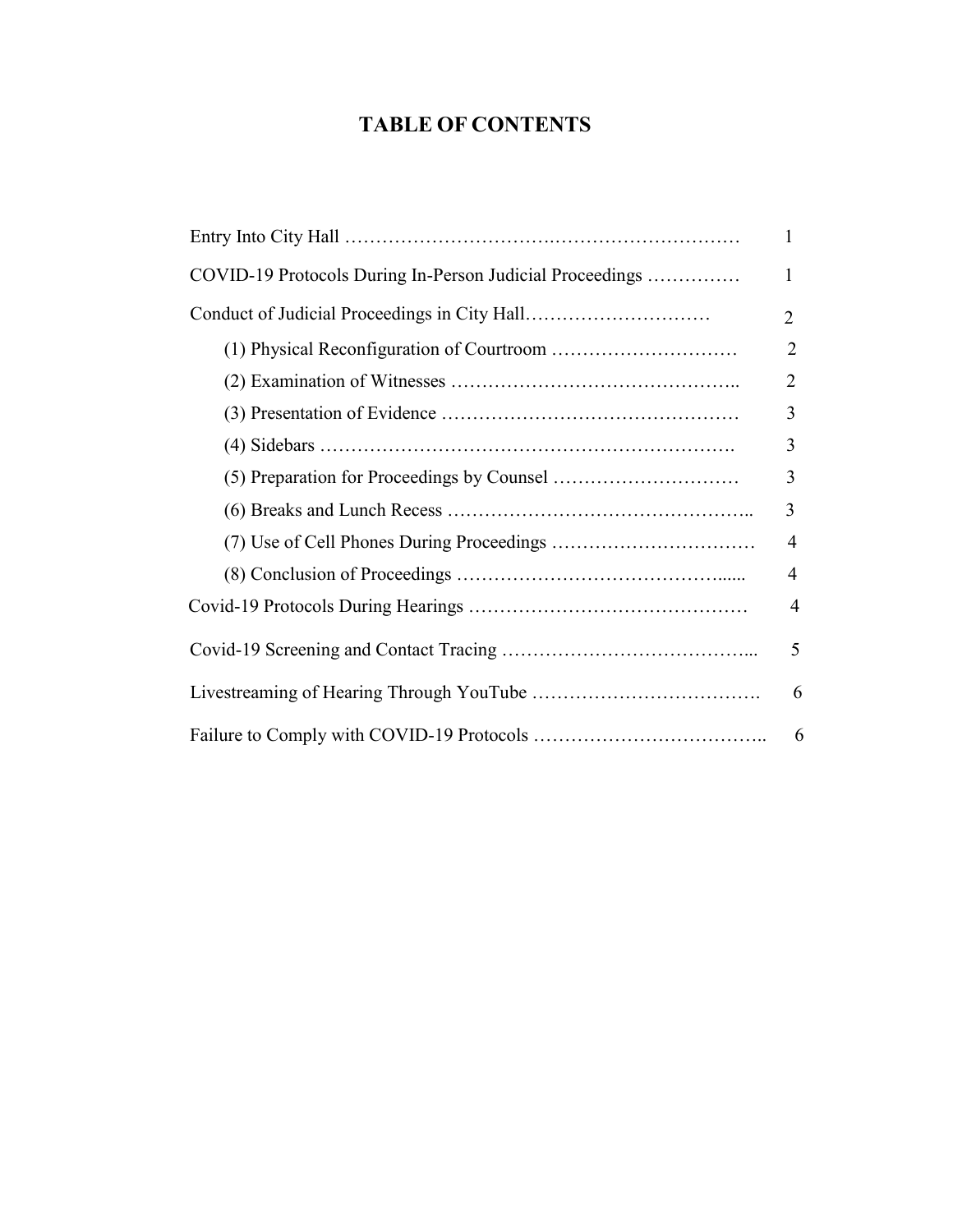# TABLE OF CONTENTS

| | |
|---|---|
| Entry Into City Hall …………………………….………………………… | 1 |
| COVID-19 Protocols During In-Person Judicial Proceedings …………… | 1 |
| Conduct of Judicial Proceedings in City Hall………………………… | 2 |
| (1) Physical Reconfiguration of Courtroom ………………………… | 2 |
| (2) Examination of Witnesses …………………………………….. | 2 |
| (3) Presentation of Evidence ………………………………………… | 3 |
| (4) Sidebars ………………………………………………………. | 3 |
| (5) Preparation for Proceedings by Counsel ………………………… | 3 |
| (6) Breaks and Lunch Recess ……………………………………….. | 3 |
| (7) Use of Cell Phones During Proceedings …………………………… | 4 |
| (8) Conclusion of Proceedings ………………………………….…...... | 4 |
| Covid-19 Protocols During Hearings ……………………….…………… | 4 |
| Covid-19 Screening and Contact Tracing …………………………………... | 5 |
| Livestreaming of Hearing Through YouTube ………………………………. | 6 |
| Failure to Comply with COVID-19 Protocols ……………………………….. | 6 |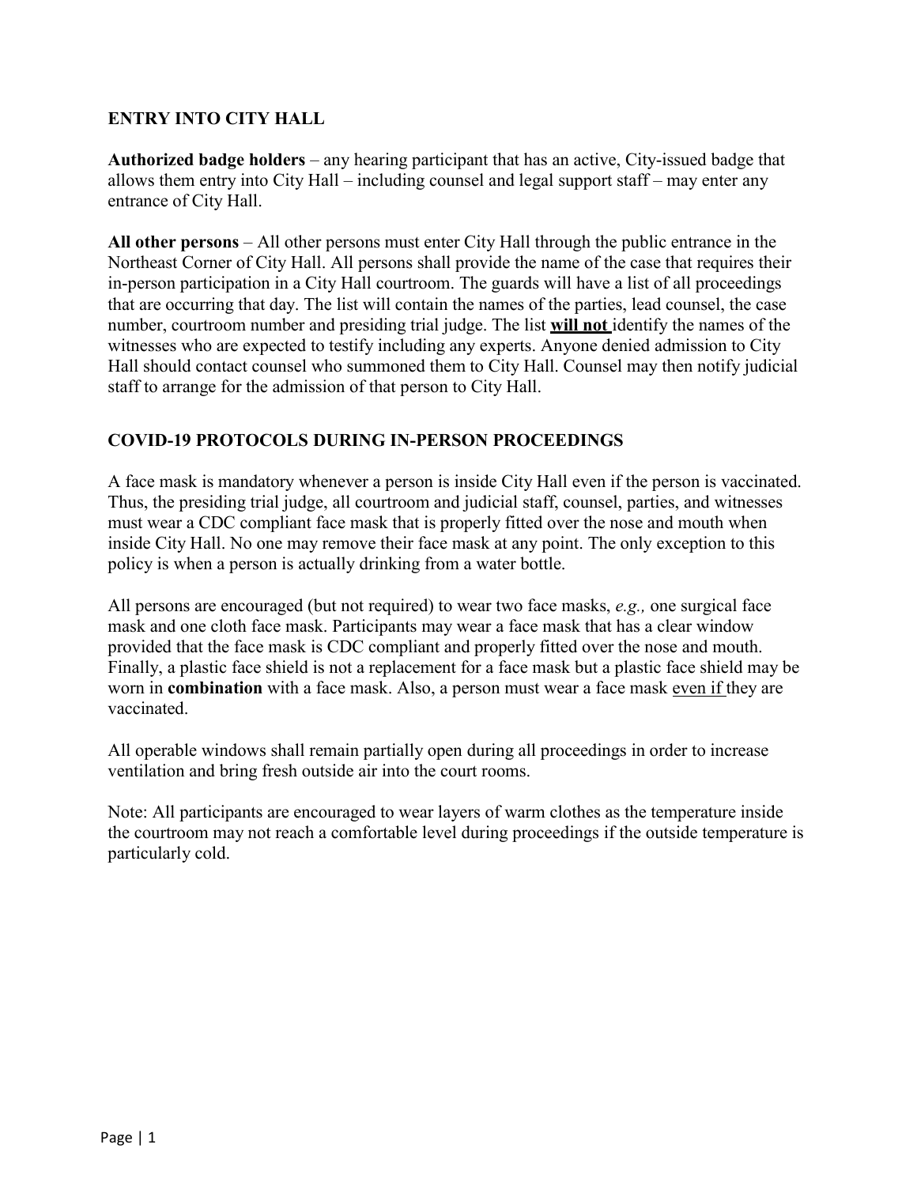## ENTRY INTO CITY HALL

**Authorized badge holders** – any hearing participant that has an active, City-issued badge that allows them entry into City Hall – including counsel and legal support staff – may enter any entrance of City Hall.

**All other persons** – All other persons must enter City Hall through the public entrance in the Northeast Corner of City Hall. All persons shall provide the name of the case that requires their in-person participation in a City Hall courtroom. The guards will have a list of all proceedings that are occurring that day. The list will contain the names of the parties, lead counsel, the case number, courtroom number and presiding trial judge. The list <u>**will not**</u> identify the names of the witnesses who are expected to testify including any experts. Anyone denied admission to City Hall should contact counsel who summoned them to City Hall. Counsel may then notify judicial staff to arrange for the admission of that person to City Hall.

## COVID-19 PROTOCOLS DURING IN-PERSON PROCEEDINGS

A face mask is mandatory whenever a person is inside City Hall even if the person is vaccinated. Thus, the presiding trial judge, all courtroom and judicial staff, counsel, parties, and witnesses must wear a CDC compliant face mask that is properly fitted over the nose and mouth when inside City Hall. No one may remove their face mask at any point. The only exception to this policy is when a person is actually drinking from a water bottle.

All persons are encouraged (but not required) to wear two face masks, *e.g.,* one surgical face mask and one cloth face mask. Participants may wear a face mask that has a clear window provided that the face mask is CDC compliant and properly fitted over the nose and mouth. Finally, a plastic face shield is not a replacement for a face mask but a plastic face shield may be worn in **combination** with a face mask. Also, a person must wear a face mask <u>even if</u> they are vaccinated.

All operable windows shall remain partially open during all proceedings in order to increase ventilation and bring fresh outside air into the court rooms.

Note: All participants are encouraged to wear layers of warm clothes as the temperature inside the courtroom may not reach a comfortable level during proceedings if the outside temperature is particularly cold.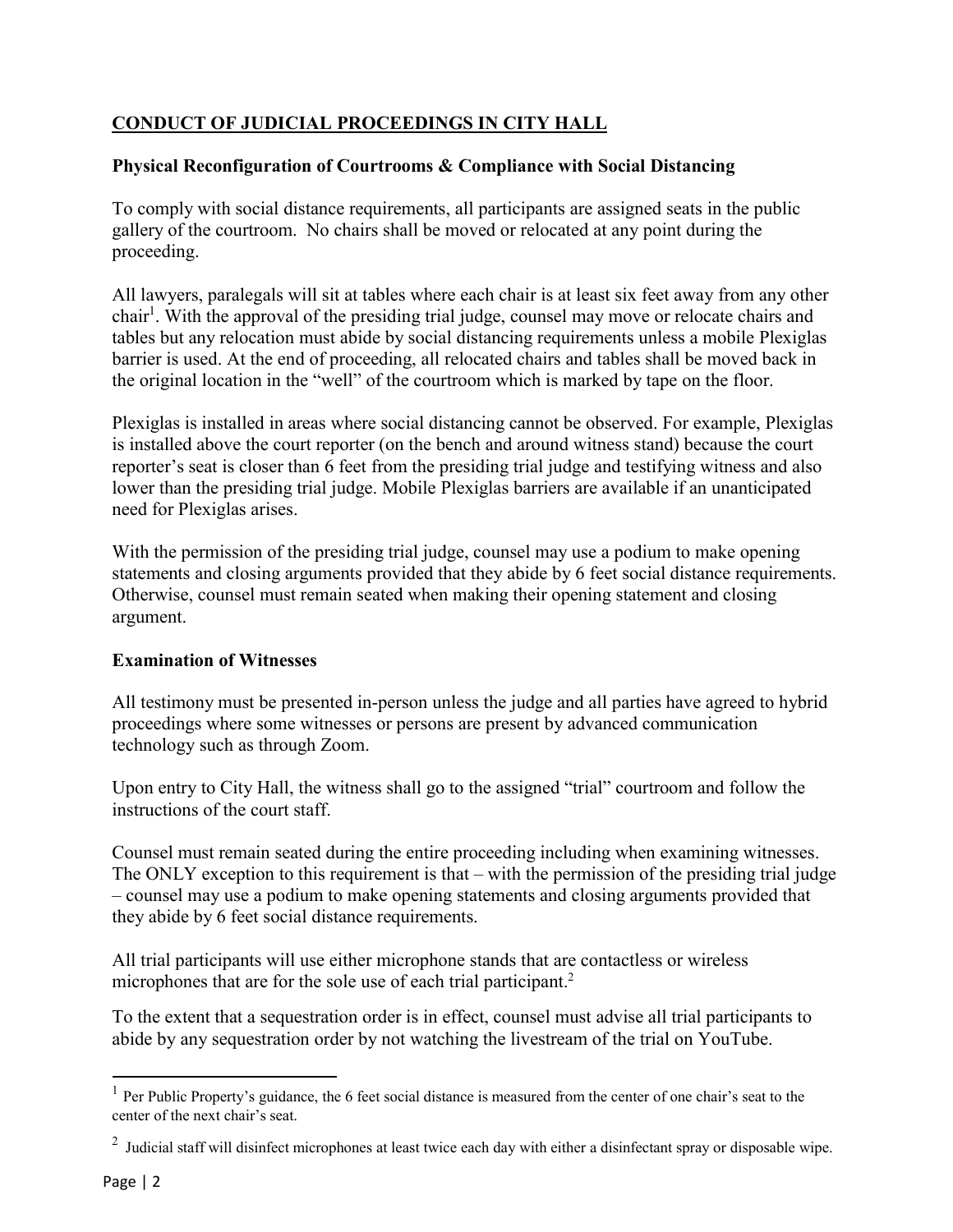## **CONDUCT OF JUDICIAL PROCEEDINGS IN CITY HALL**

### **Physical Reconfiguration of Courtrooms & Compliance with Social Distancing**

To comply with social distance requirements, all participants are assigned seats in the public gallery of the courtroom. No chairs shall be moved or relocated at any point during the proceeding.

All lawyers, paralegals will sit at tables where each chair is at least six feet away from any other chair[1]. With the approval of the presiding trial judge, counsel may move or relocate chairs and tables but any relocation must abide by social distancing requirements unless a mobile Plexiglas barrier is used. At the end of proceeding, all relocated chairs and tables shall be moved back in the original location in the "well" of the courtroom which is marked by tape on the floor.

Plexiglas is installed in areas where social distancing cannot be observed. For example, Plexiglas is installed above the court reporter (on the bench and around witness stand) because the court reporter's seat is closer than 6 feet from the presiding trial judge and testifying witness and also lower than the presiding trial judge. Mobile Plexiglas barriers are available if an unanticipated need for Plexiglas arises.

With the permission of the presiding trial judge, counsel may use a podium to make opening statements and closing arguments provided that they abide by 6 feet social distance requirements. Otherwise, counsel must remain seated when making their opening statement and closing argument.

### **Examination of Witnesses**

All testimony must be presented in-person unless the judge and all parties have agreed to hybrid proceedings where some witnesses or persons are present by advanced communication technology such as through Zoom.

Upon entry to City Hall, the witness shall go to the assigned "trial" courtroom and follow the instructions of the court staff.

Counsel must remain seated during the entire proceeding including when examining witnesses. The ONLY exception to this requirement is that – with the permission of the presiding trial judge – counsel may use a podium to make opening statements and closing arguments provided that they abide by 6 feet social distance requirements.

All trial participants will use either microphone stands that are contactless or wireless microphones that are for the sole use of each trial participant.[2]

To the extent that a sequestration order is in effect, counsel must advise all trial participants to abide by any sequestration order by not watching the livestream of the trial on YouTube.

---

[1] Per Public Property's guidance, the 6 feet social distance is measured from the center of one chair's seat to the center of the next chair's seat.

[2] Judicial staff will disinfect microphones at least twice each day with either a disinfectant spray or disposable wipe.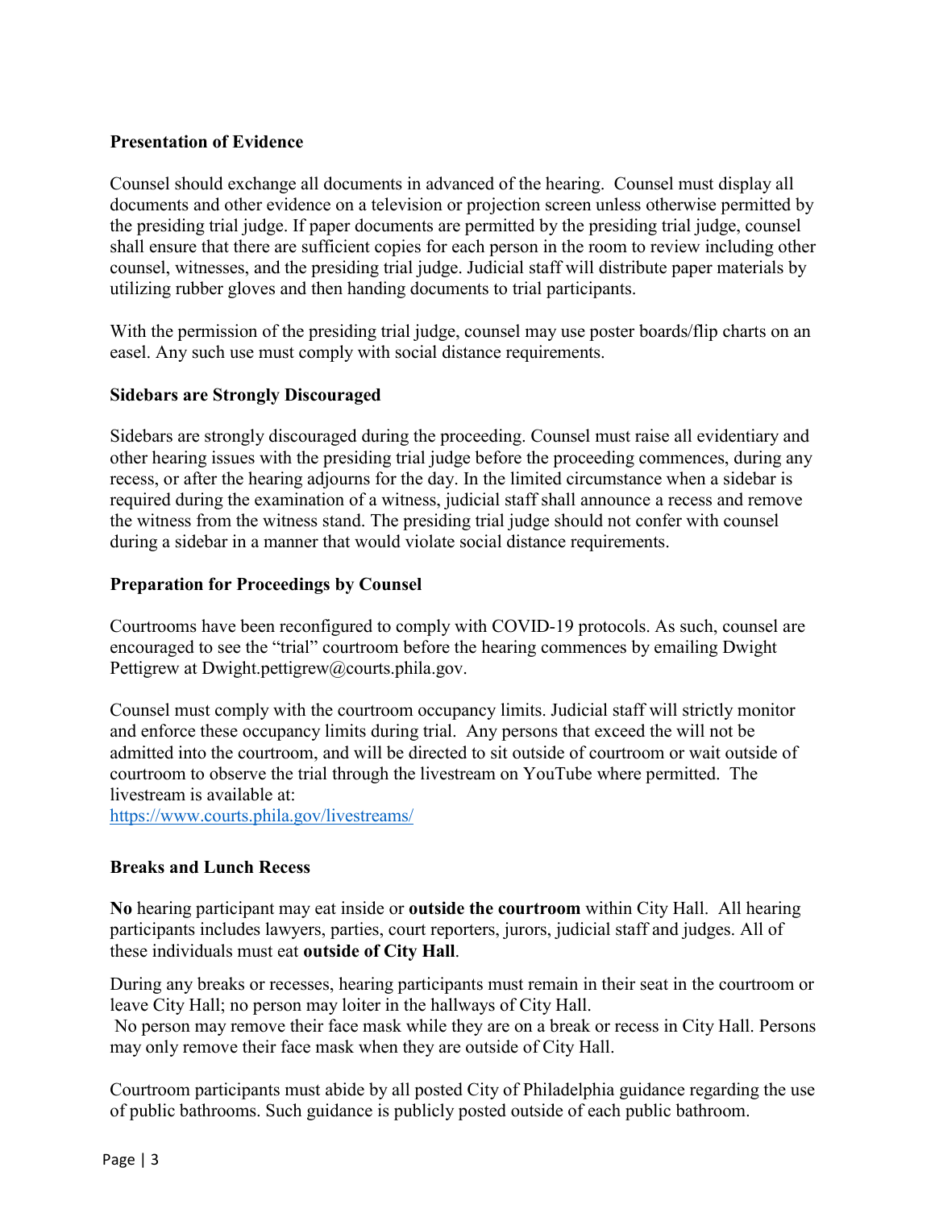**Presentation of Evidence**

Counsel should exchange all documents in advanced of the hearing. Counsel must display all documents and other evidence on a television or projection screen unless otherwise permitted by the presiding trial judge. If paper documents are permitted by the presiding trial judge, counsel shall ensure that there are sufficient copies for each person in the room to review including other counsel, witnesses, and the presiding trial judge. Judicial staff will distribute paper materials by utilizing rubber gloves and then handing documents to trial participants.

With the permission of the presiding trial judge, counsel may use poster boards/flip charts on an easel. Any such use must comply with social distance requirements.

**Sidebars are Strongly Discouraged**

Sidebars are strongly discouraged during the proceeding. Counsel must raise all evidentiary and other hearing issues with the presiding trial judge before the proceeding commences, during any recess, or after the hearing adjourns for the day. In the limited circumstance when a sidebar is required during the examination of a witness, judicial staff shall announce a recess and remove the witness from the witness stand. The presiding trial judge should not confer with counsel during a sidebar in a manner that would violate social distance requirements.

**Preparation for Proceedings by Counsel**

Courtrooms have been reconfigured to comply with COVID-19 protocols. As such, counsel are encouraged to see the "trial" courtroom before the hearing commences by emailing Dwight Pettigrew at Dwight.pettigrew@courts.phila.gov.

Counsel must comply with the courtroom occupancy limits. Judicial staff will strictly monitor and enforce these occupancy limits during trial. Any persons that exceed the will not be admitted into the courtroom, and will be directed to sit outside of courtroom or wait outside of courtroom to observe the trial through the livestream on YouTube where permitted. The livestream is available at:
https://www.courts.phila.gov/livestreams/

**Breaks and Lunch Recess**

**No** hearing participant may eat inside or **outside the courtroom** within City Hall. All hearing participants includes lawyers, parties, court reporters, jurors, judicial staff and judges. All of these individuals must eat **outside of City Hall**.

During any breaks or recesses, hearing participants must remain in their seat in the courtroom or leave City Hall; no person may loiter in the hallways of City Hall.
No person may remove their face mask while they are on a break or recess in City Hall. Persons may only remove their face mask when they are outside of City Hall.

Courtroom participants must abide by all posted City of Philadelphia guidance regarding the use of public bathrooms. Such guidance is publicly posted outside of each public bathroom.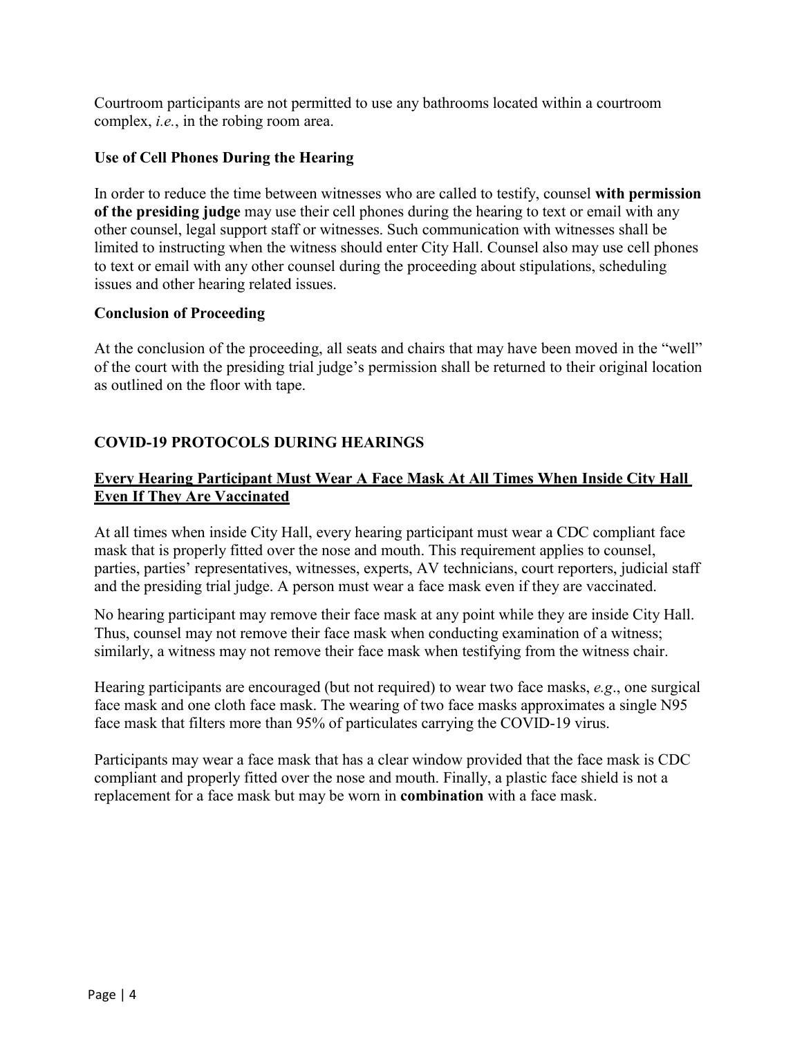Courtroom participants are not permitted to use any bathrooms located within a courtroom complex, *i.e.*, in the robing room area.

**Use of Cell Phones During the Hearing**

In order to reduce the time between witnesses who are called to testify, counsel **with permission of the presiding judge** may use their cell phones during the hearing to text or email with any other counsel, legal support staff or witnesses. Such communication with witnesses shall be limited to instructing when the witness should enter City Hall. Counsel also may use cell phones to text or email with any other counsel during the proceeding about stipulations, scheduling issues and other hearing related issues.

**Conclusion of Proceeding**

At the conclusion of the proceeding, all seats and chairs that may have been moved in the "well" of the court with the presiding trial judge's permission shall be returned to their original location as outlined on the floor with tape.

## COVID-19 PROTOCOLS DURING HEARINGS

**<u>Every Hearing Participant Must Wear A Face Mask At All Times When Inside City Hall Even If They Are Vaccinated</u>**

At all times when inside City Hall, every hearing participant must wear a CDC compliant face mask that is properly fitted over the nose and mouth. This requirement applies to counsel, parties, parties' representatives, witnesses, experts, AV technicians, court reporters, judicial staff and the presiding trial judge. A person must wear a face mask even if they are vaccinated.

No hearing participant may remove their face mask at any point while they are inside City Hall. Thus, counsel may not remove their face mask when conducting examination of a witness; similarly, a witness may not remove their face mask when testifying from the witness chair.

Hearing participants are encouraged (but not required) to wear two face masks, *e.g*., one surgical face mask and one cloth face mask. The wearing of two face masks approximates a single N95 face mask that filters more than 95% of particulates carrying the COVID-19 virus.

Participants may wear a face mask that has a clear window provided that the face mask is CDC compliant and properly fitted over the nose and mouth. Finally, a plastic face shield is not a replacement for a face mask but may be worn in **combination** with a face mask.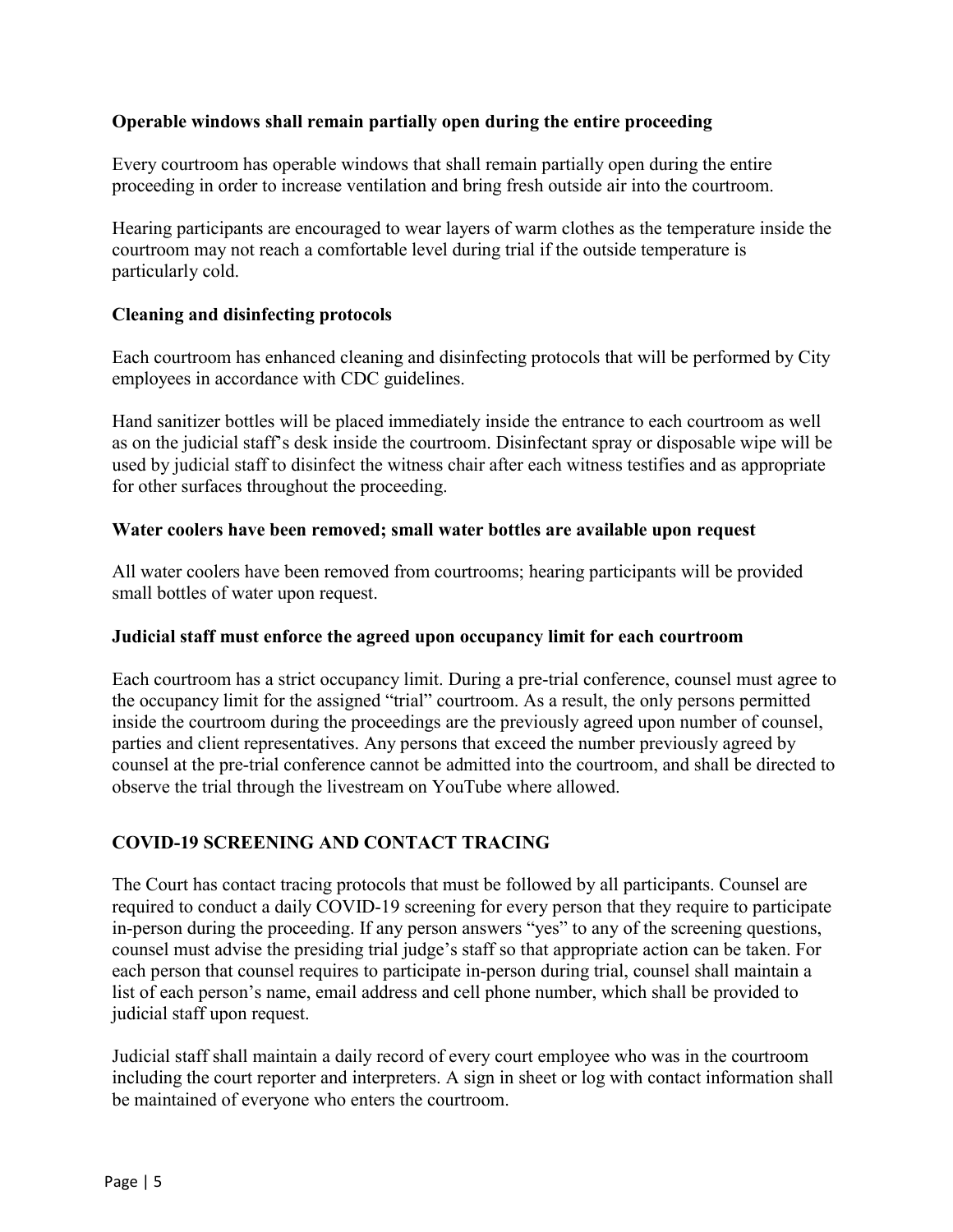**Operable windows shall remain partially open during the entire proceeding**

Every courtroom has operable windows that shall remain partially open during the entire proceeding in order to increase ventilation and bring fresh outside air into the courtroom.

Hearing participants are encouraged to wear layers of warm clothes as the temperature inside the courtroom may not reach a comfortable level during trial if the outside temperature is particularly cold.

**Cleaning and disinfecting protocols**

Each courtroom has enhanced cleaning and disinfecting protocols that will be performed by City employees in accordance with CDC guidelines.

Hand sanitizer bottles will be placed immediately inside the entrance to each courtroom as well as on the judicial staff's desk inside the courtroom. Disinfectant spray or disposable wipe will be used by judicial staff to disinfect the witness chair after each witness testifies and as appropriate for other surfaces throughout the proceeding.

**Water coolers have been removed; small water bottles are available upon request**

All water coolers have been removed from courtrooms; hearing participants will be provided small bottles of water upon request.

**Judicial staff must enforce the agreed upon occupancy limit for each courtroom**

Each courtroom has a strict occupancy limit. During a pre-trial conference, counsel must agree to the occupancy limit for the assigned "trial" courtroom. As a result, the only persons permitted inside the courtroom during the proceedings are the previously agreed upon number of counsel, parties and client representatives. Any persons that exceed the number previously agreed by counsel at the pre-trial conference cannot be admitted into the courtroom, and shall be directed to observe the trial through the livestream on YouTube where allowed.

## COVID-19 SCREENING AND CONTACT TRACING

The Court has contact tracing protocols that must be followed by all participants. Counsel are required to conduct a daily COVID-19 screening for every person that they require to participate in-person during the proceeding. If any person answers "yes" to any of the screening questions, counsel must advise the presiding trial judge's staff so that appropriate action can be taken. For each person that counsel requires to participate in-person during trial, counsel shall maintain a list of each person's name, email address and cell phone number, which shall be provided to judicial staff upon request.

Judicial staff shall maintain a daily record of every court employee who was in the courtroom including the court reporter and interpreters. A sign in sheet or log with contact information shall be maintained of everyone who enters the courtroom.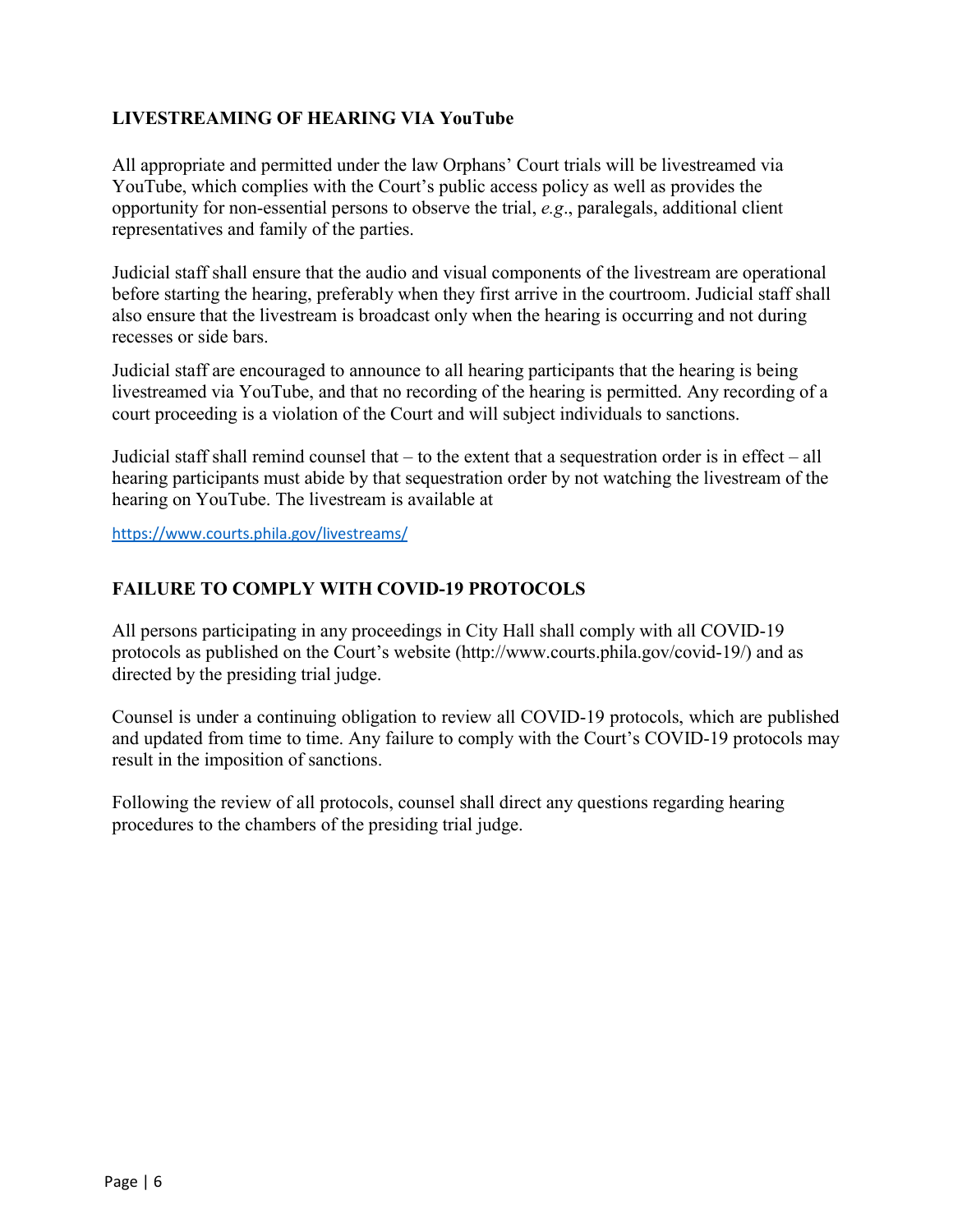## LIVESTREAMING OF HEARING VIA YouTube

All appropriate and permitted under the law Orphans' Court trials will be livestreamed via YouTube, which complies with the Court's public access policy as well as provides the opportunity for non-essential persons to observe the trial, *e.g*., paralegals, additional client representatives and family of the parties.

Judicial staff shall ensure that the audio and visual components of the livestream are operational before starting the hearing, preferably when they first arrive in the courtroom. Judicial staff shall also ensure that the livestream is broadcast only when the hearing is occurring and not during recesses or side bars.

Judicial staff are encouraged to announce to all hearing participants that the hearing is being livestreamed via YouTube, and that no recording of the hearing is permitted. Any recording of a court proceeding is a violation of the Court and will subject individuals to sanctions.

Judicial staff shall remind counsel that – to the extent that a sequestration order is in effect – all hearing participants must abide by that sequestration order by not watching the livestream of the hearing on YouTube. The livestream is available at

https://www.courts.phila.gov/livestreams/

## FAILURE TO COMPLY WITH COVID-19 PROTOCOLS

All persons participating in any proceedings in City Hall shall comply with all COVID-19 protocols as published on the Court's website (http://www.courts.phila.gov/covid-19/) and as directed by the presiding trial judge.

Counsel is under a continuing obligation to review all COVID-19 protocols, which are published and updated from time to time. Any failure to comply with the Court's COVID-19 protocols may result in the imposition of sanctions.

Following the review of all protocols, counsel shall direct any questions regarding hearing procedures to the chambers of the presiding trial judge.